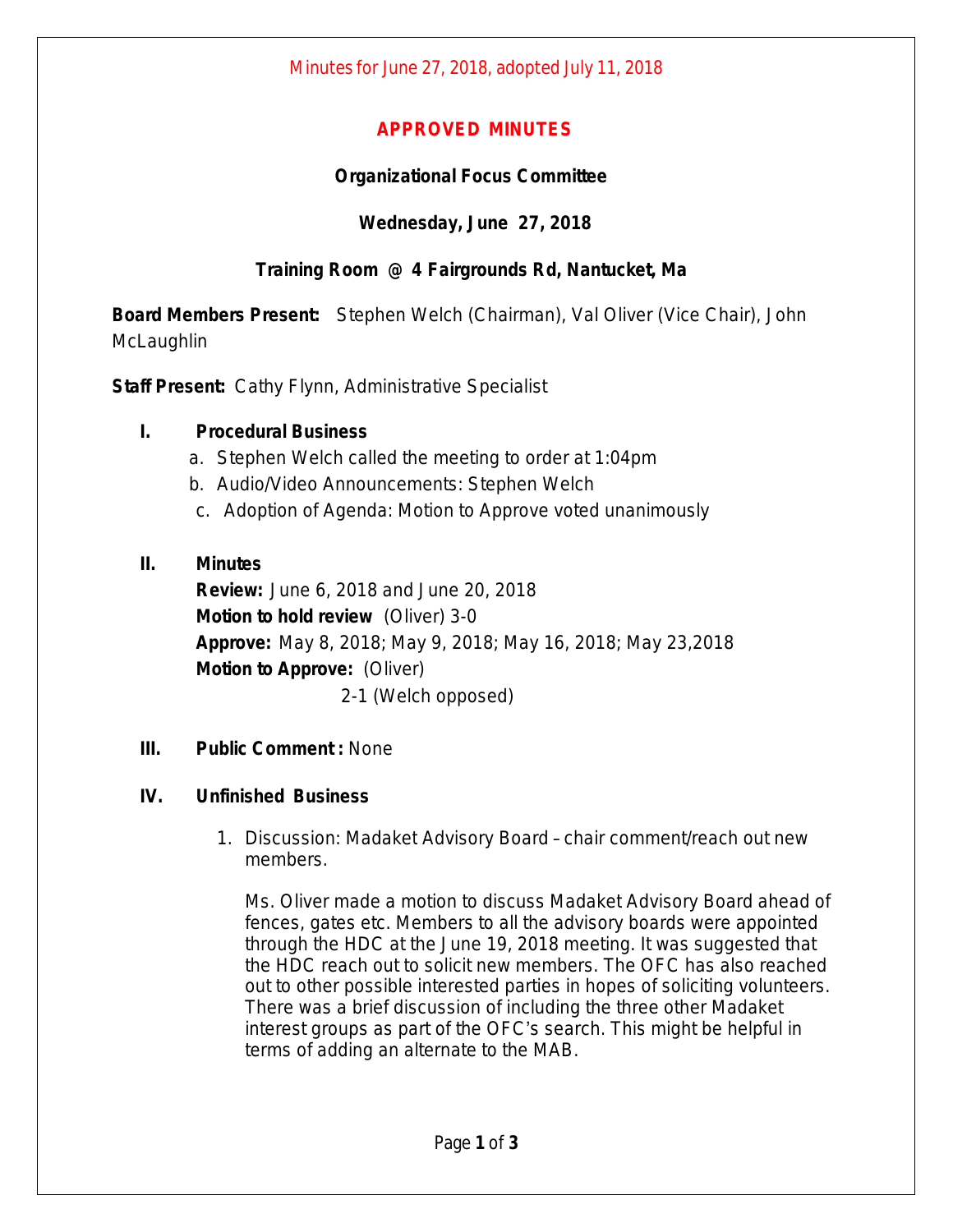Minutes for June 27, 2018, adopted July 11, 2018

# APPROVED MINUTES

## Organizational Focus Committee

### Wednesday, June 27, 2018

### Training Room @ 4 Fairgrounds Rd, Nantucket, Ma

**Board Members Present:** Stephen Welch (Chairman), Val Oliver (Vice Chair), John McLaughlin

**Staff Present:** Cathy Flynn, Administrative Specialist

**I. Procedural Business**

a. Stephen Welch called the meeting to order at 1:04pm
b. Audio/Video Announcements: Stephen Welch
c. Adoption of Agenda: Motion to Approve voted unanimously

**II. Minutes**

**Review:** June 6, 2018 and June 20, 2018
**Motion to hold review** (Oliver) 3-0
**Approve:** May 8, 2018; May 9, 2018; May 16, 2018; May 23,2018
**Motion to Approve:** (Oliver)
2-1 (Welch opposed)

**III. Public Comment :** None

**IV. Unfinished Business**

1. Discussion: Madaket Advisory Board – chair comment/reach out new members.

   Ms. Oliver made a motion to discuss Madaket Advisory Board ahead of fences, gates etc. Members to all the advisory boards were appointed through the HDC at the June 19, 2018 meeting. It was suggested that the HDC reach out to solicit new members. The OFC has also reached out to other possible interested parties in hopes of soliciting volunteers. There was a brief discussion of including the three other Madaket interest groups as part of the OFC's search. This might be helpful in terms of adding an alternate to the MAB.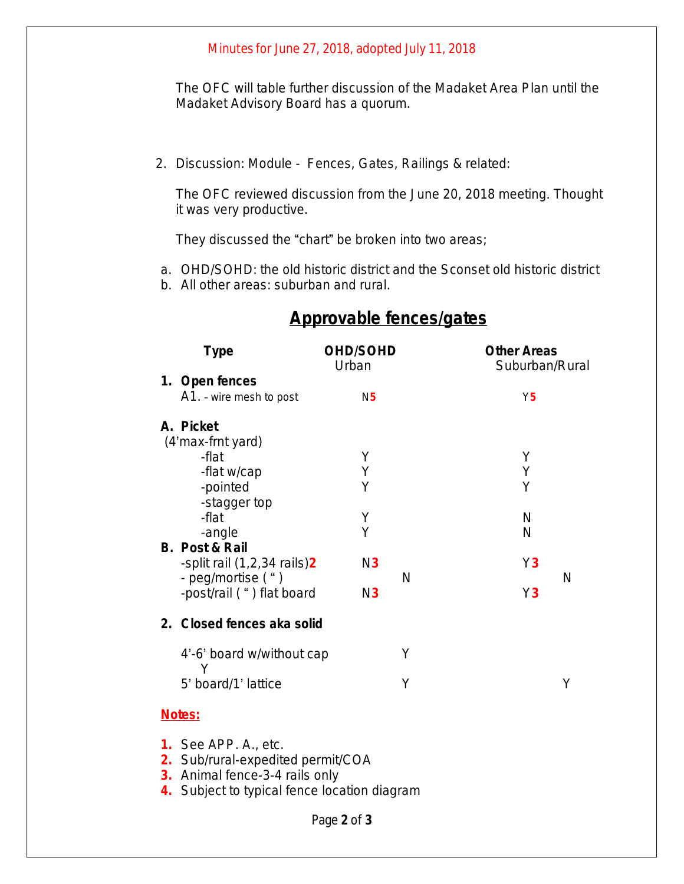Minutes for June 27, 2018, adopted July 11, 2018

The OFC will table further discussion of the Madaket Area Plan until the Madaket Advisory Board has a quorum.

2. Discussion: Module - Fences, Gates, Railings & related:

   The OFC reviewed discussion from the June 20, 2018 meeting. Thought it was very productive.

   They discussed the "chart" be broken into two areas;

a. OHD/SOHD: the old historic district and the Sconset old historic district
b. All other areas: suburban and rural.

## Approvable fences/gates

| Type | OHD/SOHD Urban | Other Areas Suburban/Rural |
|---|---|---|
| **1. Open fences** | | |
| A1. – wire mesh to post | N5 | Y5 |
| **A. Picket** (4'max-frnt yard) | | |
| -flat | Y | Y |
| -flat w/cap | Y | Y |
| -pointed | Y | Y |
| -stagger top | | |
| -flat | Y | N |
| -angle | Y | N |
| **B. Post & Rail** | | |
| -split rail (1,2,34 rails)2 | N3 | Y3 |
| - peg/mortise ( " ) | N | N |
| -post/rail ( " ) flat board | N3 | Y3 |
| **2. Closed fences aka solid** | | |
| 4'-6' board w/without cap | Y | Y |
| 5' board/1' lattice | Y | Y |

**Notes:**

1. See APP. A., etc.
2. Sub/rural-expedited permit/COA
3. Animal fence-3-4 rails only
4. Subject to typical fence location diagram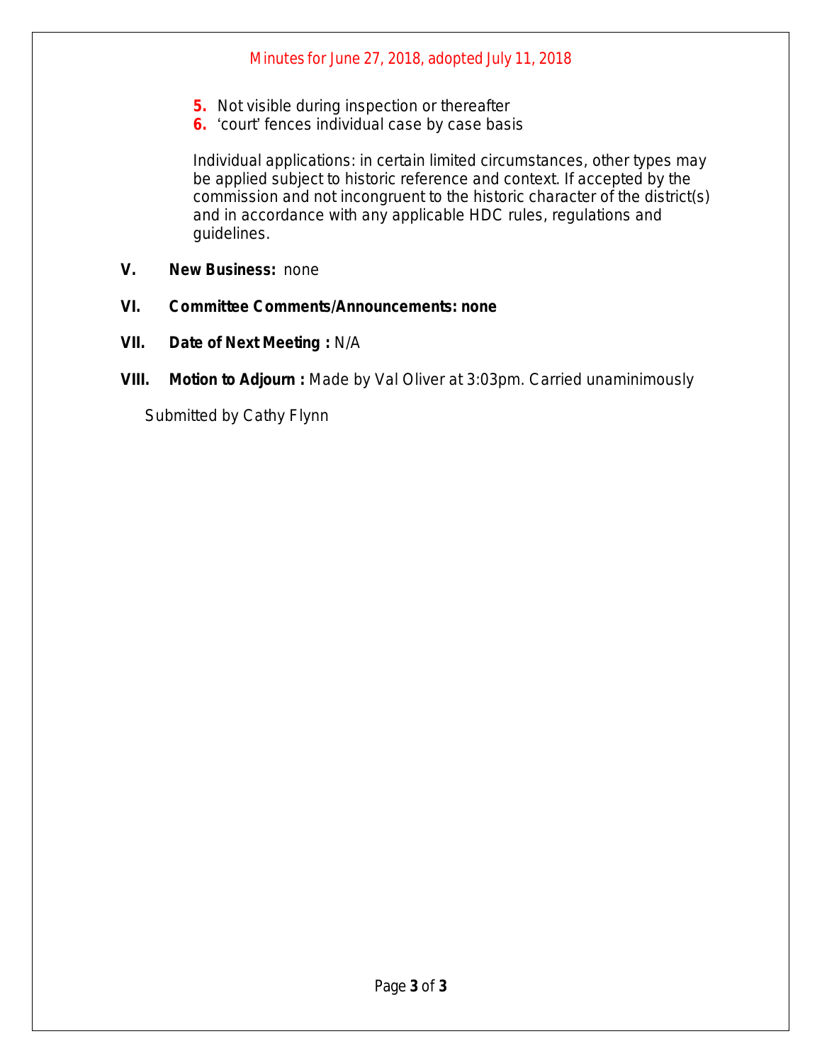5. Not visible during inspection or thereafter
6. 'court' fences individual case by case basis

Individual applications: in certain limited circumstances, other types may be applied subject to historic reference and context. If accepted by the commission and not incongruent to the historic character of the district(s) and in accordance with any applicable HDC rules, regulations and guidelines.

**V. New Business:** none

**VI. Committee Comments/Announcements: none**

**VII. Date of Next Meeting :** N/A

**VIII. Motion to Adjourn :** Made by Val Oliver at 3:03pm. Carried unaminimously

Submitted by Cathy Flynn